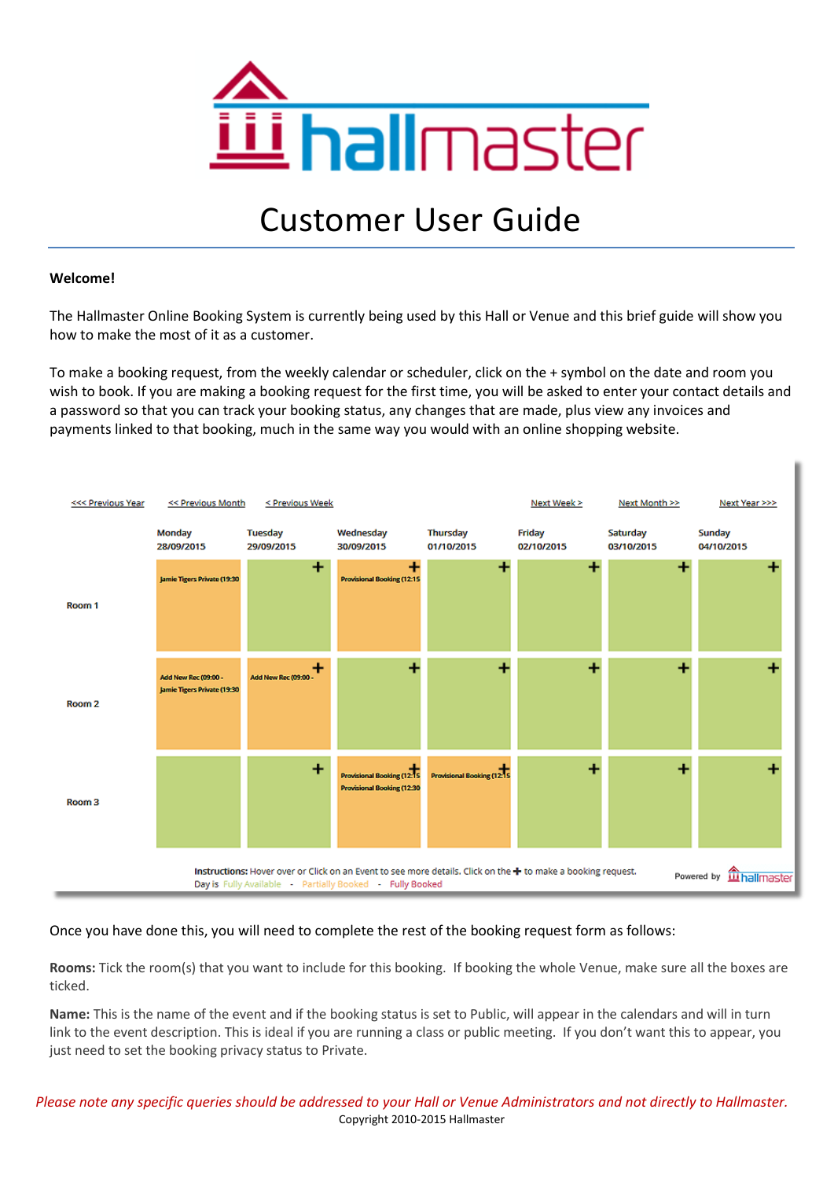# hallmaster

# Customer User Guide

**Welcome!**

The Hallmaster Online Booking System is currently being used by this Hall or Venue and this brief guide will show you how to make the most of it as a customer.

To make a booking request, from the weekly calendar or scheduler, click on the + symbol on the date and room you wish to book. If you are making a booking request for the first time, you will be asked to enter your contact details and a password so that you can track your booking status, any changes that are made, plus view any invoices and payments linked to that booking, much in the same way you would with an online shopping website.

<<< Previous Year   << Previous Month   < Previous Week   Next Week >   Next Month >>   Next Year >>>

| | Monday 28/09/2015 | Tuesday 29/09/2015 | Wednesday 30/09/2015 | Thursday 01/10/2015 | Friday 02/10/2015 | Saturday 03/10/2015 | Sunday 04/10/2015 |
|---|---|---|---|---|---|---|---|
| Room 1 | Jamie Tigers Private (19:30 | + | + Provisional Booking (12:15 | + | + | + | + |
| Room 2 | Add New Rec (09:00 - Jamie Tigers Private (19:30 | + Add New Rec (09:00 - | + | + | + | + | + |
| Room 3 | | + | + Provisional Booking (12:15 Provisional Booking (12:30 | + Provisional Booking (12:15 | + | + | + |

**Instructions:** Hover over or Click on an Event to see more details. Click on the + to make a booking request.
Day is Fully Available - Partially Booked - Fully Booked

Powered by hallmaster

Once you have done this, you will need to complete the rest of the booking request form as follows:

**Rooms:** Tick the room(s) that you want to include for this booking. If booking the whole Venue, make sure all the boxes are ticked.

**Name:** This is the name of the event and if the booking status is set to Public, will appear in the calendars and will in turn link to the event description. This is ideal if you are running a class or public meeting. If you don't want this to appear, you just need to set the booking privacy status to Private.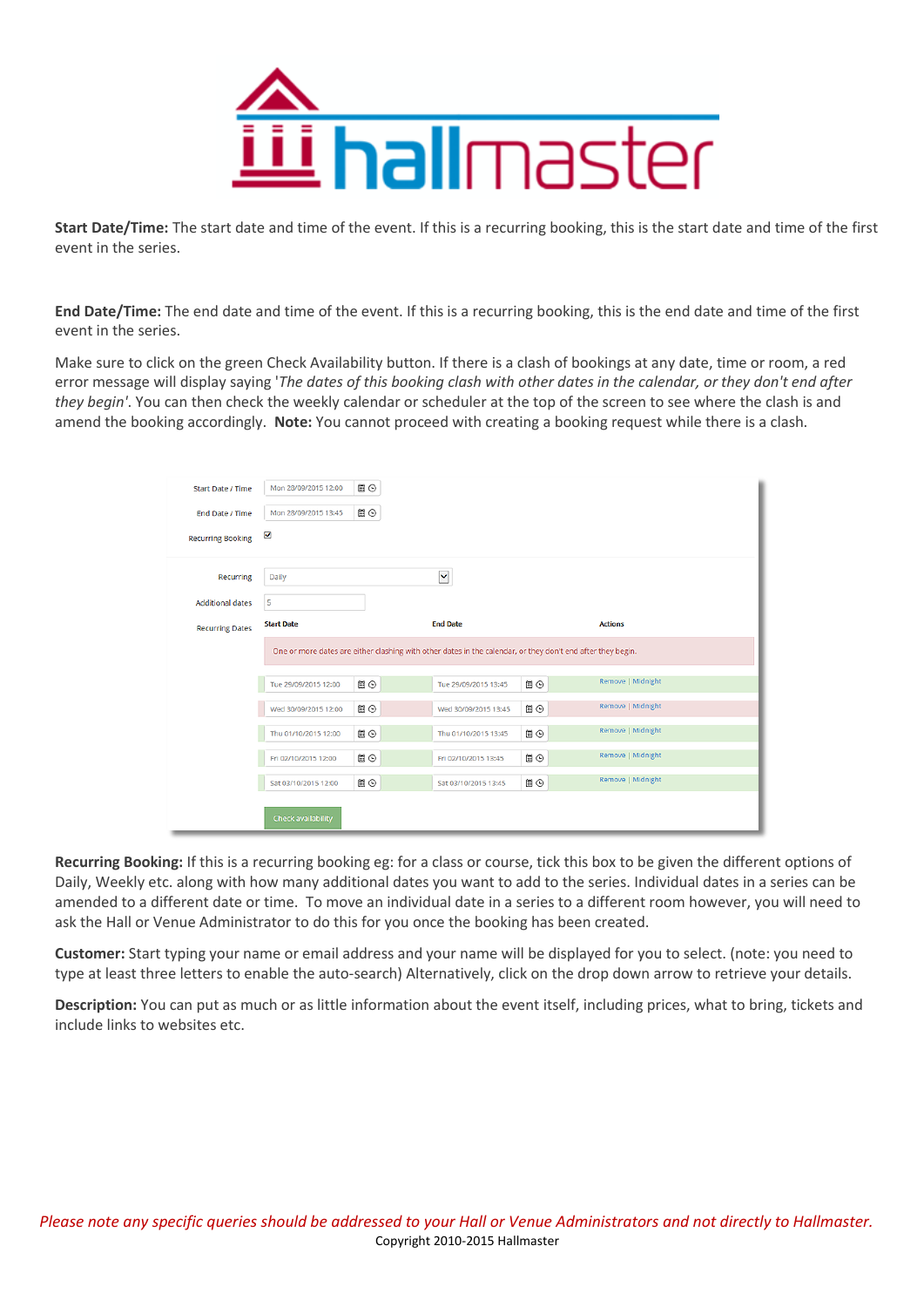**Start Date/Time:** The start date and time of the event. If this is a recurring booking, this is the start date and time of the first event in the series.

**End Date/Time:** The end date and time of the event. If this is a recurring booking, this is the end date and time of the first event in the series.

Make sure to click on the green Check Availability button. If there is a clash of bookings at any date, time or room, a red error message will display saying '*The dates of this booking clash with other dates in the calendar, or they don't end after they begin*'. You can then check the weekly calendar or scheduler at the top of the screen to see where the clash is and amend the booking accordingly. **Note:** You cannot proceed with creating a booking request while there is a clash.

**Recurring Booking:** If this is a recurring booking eg: for a class or course, tick this box to be given the different options of Daily, Weekly etc. along with how many additional dates you want to add to the series. Individual dates in a series can be amended to a different date or time. To move an individual date in a series to a different room however, you will need to ask the Hall or Venue Administrator to do this for you once the booking has been created.

**Customer:** Start typing your name or email address and your name will be displayed for you to select. (note: you need to type at least three letters to enable the auto-search) Alternatively, click on the drop down arrow to retrieve your details.

**Description:** You can put as much or as little information about the event itself, including prices, what to bring, tickets and include links to websites etc.

*Please note any specific queries should be addressed to your Hall or Venue Administrators and not directly to Hallmaster.*

Copyright 2010-2015 Hallmaster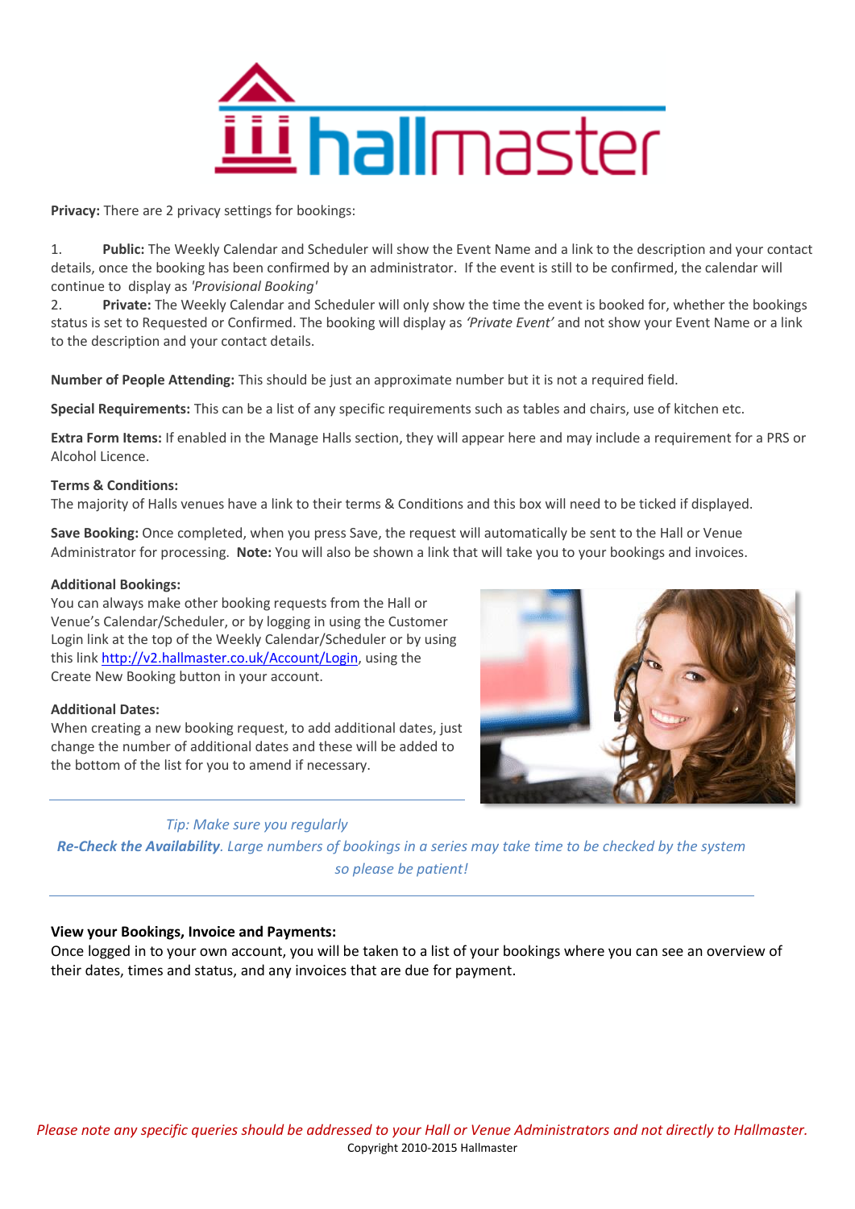**Privacy:** There are 2 privacy settings for bookings:

1. **Public:** The Weekly Calendar and Scheduler will show the Event Name and a link to the description and your contact details, once the booking has been confirmed by an administrator. If the event is still to be confirmed, the calendar will continue to display as *'Provisional Booking'*
2. **Private:** The Weekly Calendar and Scheduler will only show the time the event is booked for, whether the bookings status is set to Requested or Confirmed. The booking will display as *'Private Event'* and not show your Event Name or a link to the description and your contact details.

**Number of People Attending:** This should be just an approximate number but it is not a required field.

**Special Requirements:** This can be a list of any specific requirements such as tables and chairs, use of kitchen etc.

**Extra Form Items:** If enabled in the Manage Halls section, they will appear here and may include a requirement for a PRS or Alcohol Licence.

**Terms & Conditions:**
The majority of Halls venues have a link to their terms & Conditions and this box will need to be ticked if displayed.

**Save Booking:** Once completed, when you press Save, the request will automatically be sent to the Hall or Venue Administrator for processing. **Note:** You will also be shown a link that will take you to your bookings and invoices.

**Additional Bookings:**
You can always make other booking requests from the Hall or Venue's Calendar/Scheduler, or by logging in using the Customer Login link at the top of the Weekly Calendar/Scheduler or by using this link http://v2.hallmaster.co.uk/Account/Login, using the Create New Booking button in your account.

**Additional Dates:**
When creating a new booking request, to add additional dates, just change the number of additional dates and these will be added to the bottom of the list for you to amend if necessary.

---

*Tip: Make sure you regularly* ***Re-Check the Availability****. Large numbers of bookings in a series may take time to be checked by the system so please be patient!*

---

**View your Bookings, Invoice and Payments:**
Once logged in to your own account, you will be taken to a list of your bookings where you can see an overview of their dates, times and status, and any invoices that are due for payment.

*Please note any specific queries should be addressed to your Hall or Venue Administrators and not directly to Hallmaster.*
Copyright 2010-2015 Hallmaster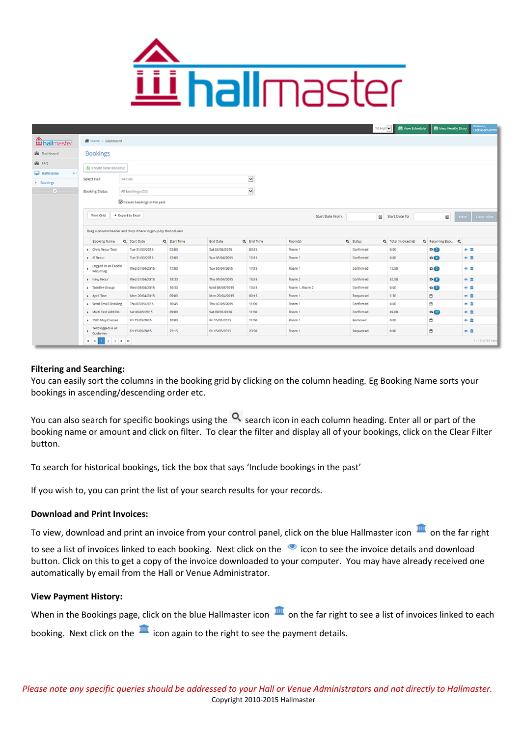**Filtering and Searching:**

You can easily sort the columns in the booking grid by clicking on the column heading. Eg Booking Name sorts your bookings in ascending/descending order etc.

You can also search for specific bookings using the search icon in each column heading. Enter all or part of the booking name or amount and click on filter. To clear the filter and display all of your bookings, click on the Clear Filter button.

To search for historical bookings, tick the box that says 'Include bookings in the past'

If you wish to, you can print the list of your search results for your records.

**Download and Print Invoices:**

To view, download and print an invoice from your control panel, click on the blue Hallmaster icon on the far right to see a list of invoices linked to each booking. Next click on the icon to see the invoice details and download button. Click on this to get a copy of the invoice downloaded to your computer. You may have already received one automatically by email from the Hall or Venue Administrator.

**View Payment History:**

When in the Bookings page, click on the blue Hallmaster icon on the far right to see a list of invoices linked to each booking. Next click on the icon again to the right to see the payment details.

*Please note any specific queries should be addressed to your Hall or Venue Administrators and not directly to Hallmaster.*

Copyright 2010-2015 Hallmaster